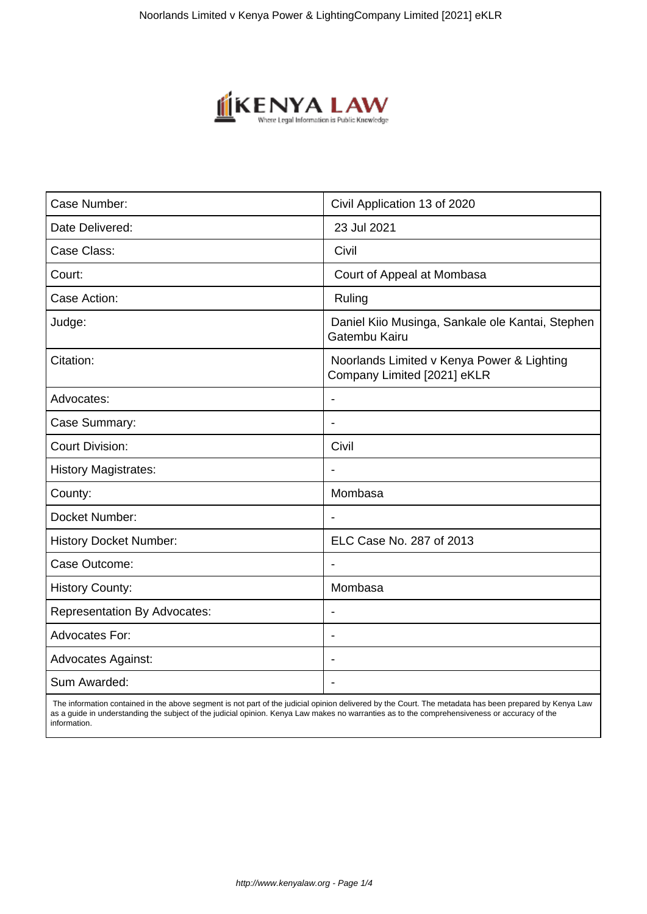| Case Number: | Civil Application 13 of 2020 |
| --- | --- |
| Date Delivered: | 23 Jul 2021 |
| Case Class: | Civil |
| Court: | Court of Appeal at Mombasa |
| Case Action: | Ruling |
| Judge: | Daniel Kiio Musinga, Sankale ole Kantai, Stephen Gatembu Kairu |
| Citation: | Noorlands Limited v Kenya Power & Lighting Company Limited [2021] eKLR |
| Advocates: | - |
| Case Summary: | - |
| Court Division: | Civil |
| History Magistrates: | - |
| County: | Mombasa |
| Docket Number: | - |
| History Docket Number: | ELC Case No. 287 of 2013 |
| Case Outcome: | - |
| History County: | Mombasa |
| Representation By Advocates: | - |
| Advocates For: | - |
| Advocates Against: | - |
| Sum Awarded: | - |

The information contained in the above segment is not part of the judicial opinion delivered by the Court. The metadata has been prepared by Kenya Law as a guide in understanding the subject of the judicial opinion. Kenya Law makes no warranties as to the comprehensiveness or accuracy of the information.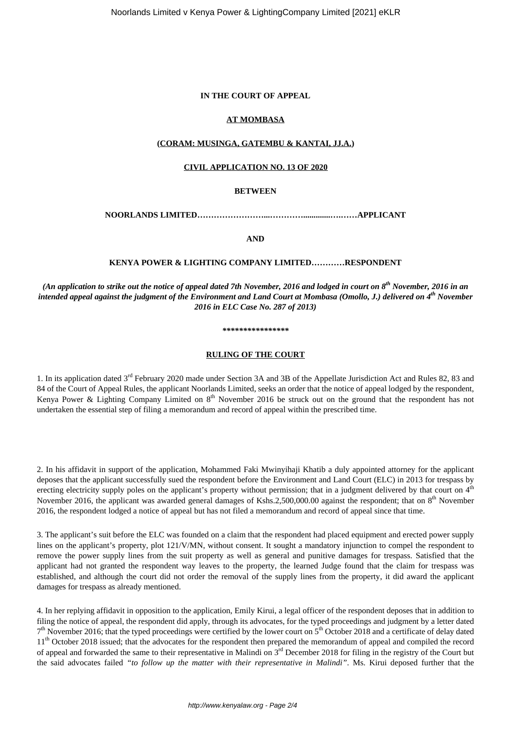**IN THE COURT OF APPEAL**

**AT MOMBASA**

**(CORAM: MUSINGA, GATEMBU & KANTAI, JJ.A.)**

**CIVIL APPLICATION NO. 13 OF 2020**

**BETWEEN**

**NOORLANDS LIMITED……………………...…………............….……APPLICANT**

**AND**

**KENYA POWER & LIGHTING COMPANY LIMITED…………RESPONDENT**

***(An application to strike out the notice of appeal dated 7th November, 2016 and lodged in court on 8th November, 2016 in an intended appeal against the judgment of the Environment and Land Court at Mombasa (Omollo, J.) delivered on 4th November 2016 in ELC Case No. 287 of 2013)***

**\*\*\*\*\*\*\*\*\*\*\*\*\*\*\*\***

**RULING OF THE COURT**

1. In its application dated 3rd February 2020 made under Section 3A and 3B of the Appellate Jurisdiction Act and Rules 82, 83 and 84 of the Court of Appeal Rules, the applicant Noorlands Limited, seeks an order that the notice of appeal lodged by the respondent, Kenya Power & Lighting Company Limited on 8th November 2016 be struck out on the ground that the respondent has not undertaken the essential step of filing a memorandum and record of appeal within the prescribed time.

2. In his affidavit in support of the application, Mohammed Faki Mwinyihaji Khatib a duly appointed attorney for the applicant deposes that the applicant successfully sued the respondent before the Environment and Land Court (ELC) in 2013 for trespass by erecting electricity supply poles on the applicant's property without permission; that in a judgment delivered by that court on 4th November 2016, the applicant was awarded general damages of Kshs.2,500,000.00 against the respondent; that on 8th November 2016, the respondent lodged a notice of appeal but has not filed a memorandum and record of appeal since that time.

3. The applicant's suit before the ELC was founded on a claim that the respondent had placed equipment and erected power supply lines on the applicant's property, plot 121/V/MN, without consent. It sought a mandatory injunction to compel the respondent to remove the power supply lines from the suit property as well as general and punitive damages for trespass. Satisfied that the applicant had not granted the respondent way leaves to the property, the learned Judge found that the claim for trespass was established, and although the court did not order the removal of the supply lines from the property, it did award the applicant damages for trespass as already mentioned.

4. In her replying affidavit in opposition to the application, Emily Kirui, a legal officer of the respondent deposes that in addition to filing the notice of appeal, the respondent did apply, through its advocates, for the typed proceedings and judgment by a letter dated 7th November 2016; that the typed proceedings were certified by the lower court on 5th October 2018 and a certificate of delay dated 11th October 2018 issued; that the advocates for the respondent then prepared the memorandum of appeal and compiled the record of appeal and forwarded the same to their representative in Malindi on 3rd December 2018 for filing in the registry of the Court but the said advocates failed *"to follow up the matter with their representative in Malindi"*. Ms. Kirui deposed further that the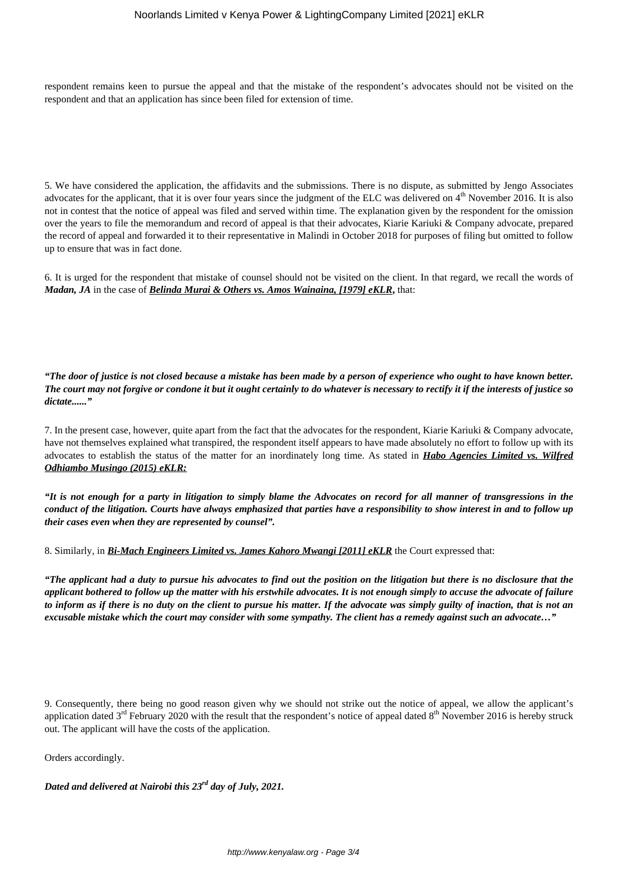respondent remains keen to pursue the appeal and that the mistake of the respondent's advocates should not be visited on the respondent and that an application has since been filed for extension of time.

5. We have considered the application, the affidavits and the submissions. There is no dispute, as submitted by Jengo Associates advocates for the applicant, that it is over four years since the judgment of the ELC was delivered on 4th November 2016. It is also not in contest that the notice of appeal was filed and served within time. The explanation given by the respondent for the omission over the years to file the memorandum and record of appeal is that their advocates, Kiarie Kariuki & Company advocate, prepared the record of appeal and forwarded it to their representative in Malindi in October 2018 for purposes of filing but omitted to follow up to ensure that was in fact done.

6. It is urged for the respondent that mistake of counsel should not be visited on the client. In that regard, we recall the words of ***Madan, JA*** in the case of ***Belinda Murai & Others vs. Amos Wainaina, [1979] eKLR***, that:

***"The door of justice is not closed because a mistake has been made by a person of experience who ought to have known better. The court may not forgive or condone it but it ought certainly to do whatever is necessary to rectify it if the interests of justice so dictate......"***

7. In the present case, however, quite apart from the fact that the advocates for the respondent, Kiarie Kariuki & Company advocate, have not themselves explained what transpired, the respondent itself appears to have made absolutely no effort to follow up with its advocates to establish the status of the matter for an inordinately long time. As stated in ***Habo Agencies Limited vs. Wilfred Odhiambo Musingo (2015) eKLR:***

***"It is not enough for a party in litigation to simply blame the Advocates on record for all manner of transgressions in the conduct of the litigation. Courts have always emphasized that parties have a responsibility to show interest in and to follow up their cases even when they are represented by counsel".***

8. Similarly, in ***Bi-Mach Engineers Limited vs. James Kahoro Mwangi [2011] eKLR*** the Court expressed that:

***"The applicant had a duty to pursue his advocates to find out the position on the litigation but there is no disclosure that the applicant bothered to follow up the matter with his erstwhile advocates. It is not enough simply to accuse the advocate of failure to inform as if there is no duty on the client to pursue his matter. If the advocate was simply guilty of inaction, that is not an excusable mistake which the court may consider with some sympathy. The client has a remedy against such an advocate…"***

9. Consequently, there being no good reason given why we should not strike out the notice of appeal, we allow the applicant's application dated 3rd February 2020 with the result that the respondent's notice of appeal dated 8th November 2016 is hereby struck out. The applicant will have the costs of the application.

Orders accordingly.

***Dated and delivered at Nairobi this 23rd day of July, 2021.***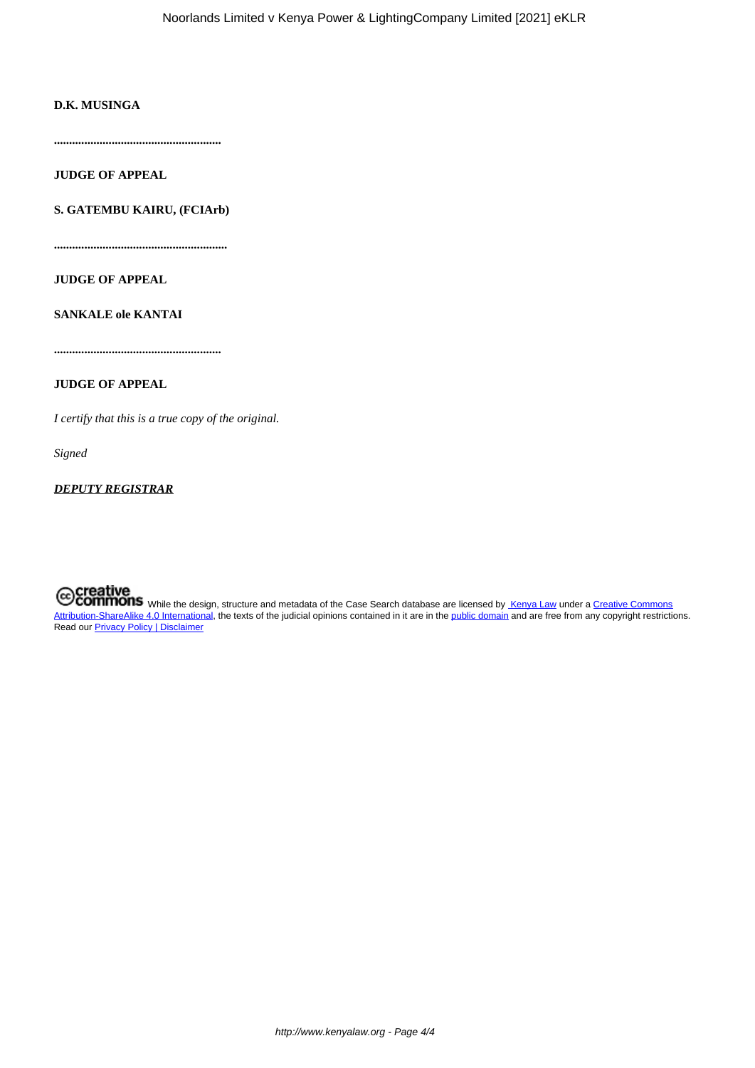**D.K. MUSINGA**

**.......................................................**

**JUDGE OF APPEAL**

**S. GATEMBU KAIRU, (FCIArb)**

**.........................................................**

**JUDGE OF APPEAL**

**SANKALE ole KANTAI**

**.......................................................**

**JUDGE OF APPEAL**

*I certify that this is a true copy of the original.*

*Signed*

***DEPUTY REGISTRAR***

While the design, structure and metadata of the Case Search database are licensed by Kenya Law under a Creative Commons Attribution-ShareAlike 4.0 International, the texts of the judicial opinions contained in it are in the public domain and are free from any copyright restrictions. Read our Privacy Policy | Disclaimer